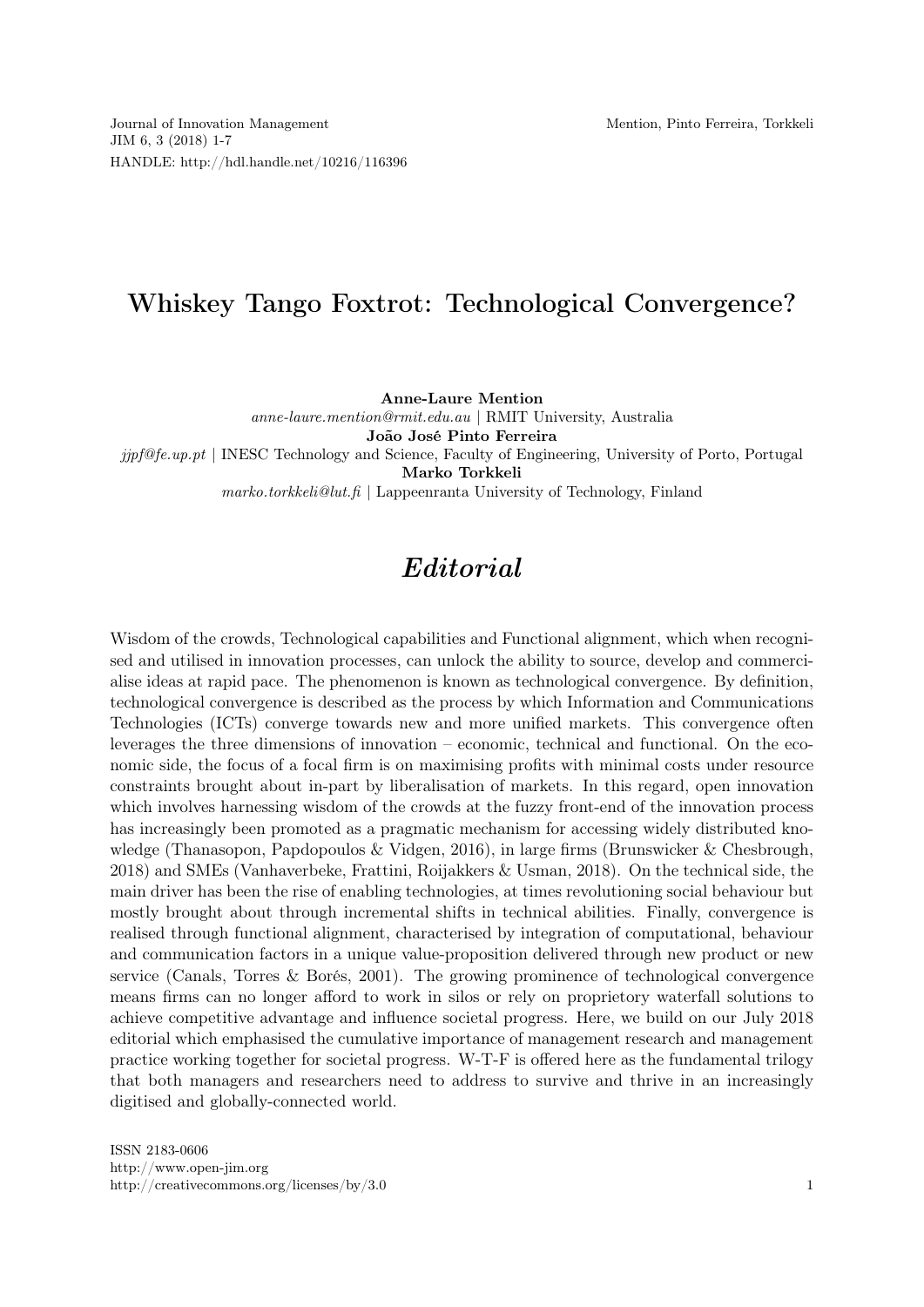# Whiskey Tango Foxtrot: Technological Convergence?

**Anne-Laure Mention**
*anne-laure.mention@rmit.edu.au* | RMIT University, Australia
**João José Pinto Ferreira**
*jjpf@fe.up.pt* | INESC Technology and Science, Faculty of Engineering, University of Porto, Portugal
**Marko Torkkeli**
*marko.torkkeli@lut.fi* | Lappeenranta University of Technology, Finland

## *Editorial*

Wisdom of the crowds, Technological capabilities and Functional alignment, which when recognised and utilised in innovation processes, can unlock the ability to source, develop and commercialise ideas at rapid pace. The phenomenon is known as technological convergence. By definition, technological convergence is described as the process by which Information and Communications Technologies (ICTs) converge towards new and more unified markets. This convergence often leverages the three dimensions of innovation – economic, technical and functional. On the economic side, the focus of a focal firm is on maximising profits with minimal costs under resource constraints brought about in-part by liberalisation of markets. In this regard, open innovation which involves harnessing wisdom of the crowds at the fuzzy front-end of the innovation process has increasingly been promoted as a pragmatic mechanism for accessing widely distributed knowledge (Thanasopon, Papdopoulos & Vidgen, 2016), in large firms (Brunswicker & Chesbrough, 2018) and SMEs (Vanhaverbeke, Frattini, Roijakkers & Usman, 2018). On the technical side, the main driver has been the rise of enabling technologies, at times revolutioning social behaviour but mostly brought about through incremental shifts in technical abilities. Finally, convergence is realised through functional alignment, characterised by integration of computational, behaviour and communication factors in a unique value-proposition delivered through new product or new service (Canals, Torres & Borés, 2001). The growing prominence of technological convergence means firms can no longer afford to work in silos or rely on proprietory waterfall solutions to achieve competitive advantage and influence societal progress. Here, we build on our July 2018 editorial which emphasised the cumulative importance of management research and management practice working together for societal progress. W-T-F is offered here as the fundamental trilogy that both managers and researchers need to address to survive and thrive in an increasingly digitised and globally-connected world.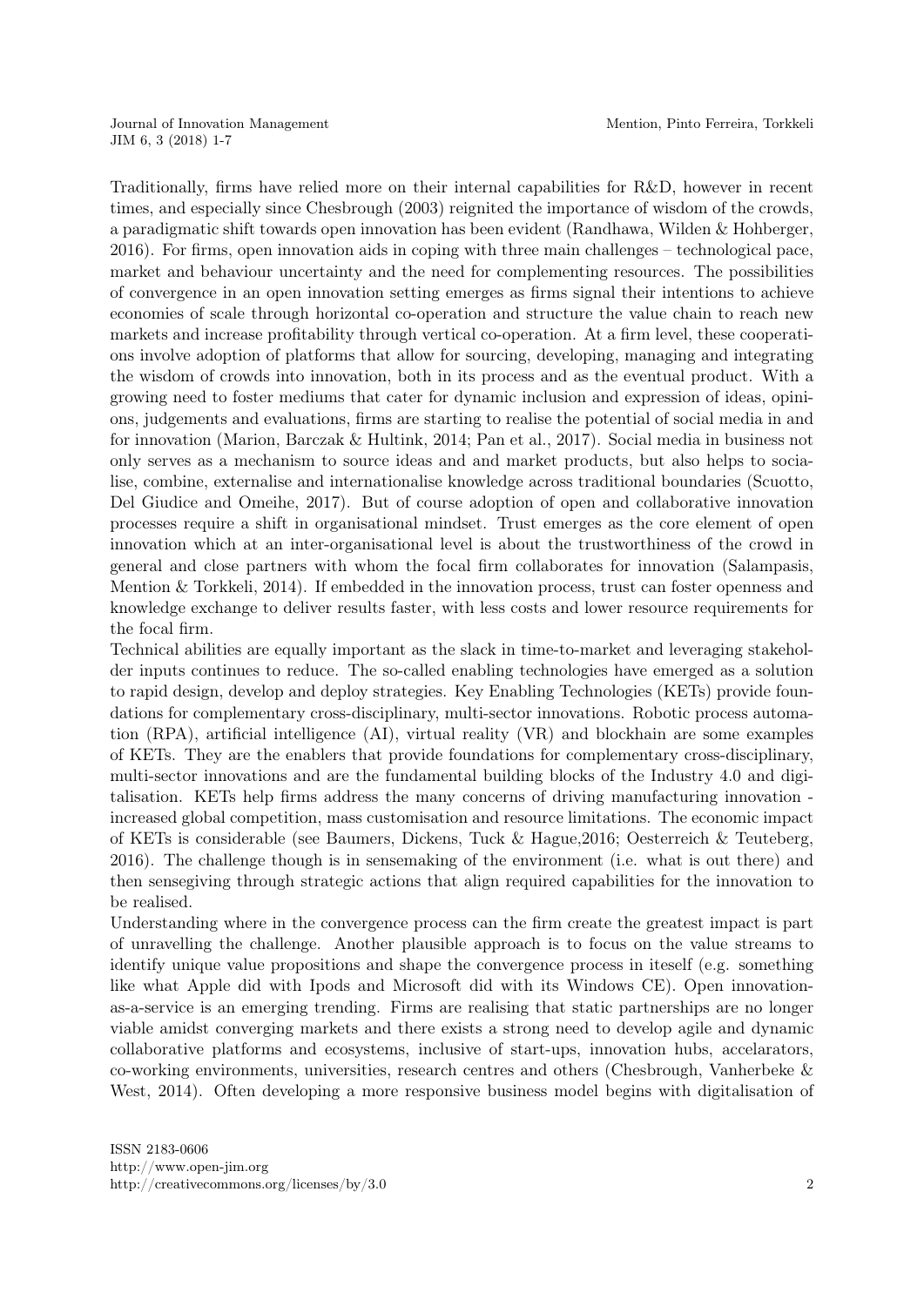Traditionally, firms have relied more on their internal capabilities for R&D, however in recent times, and especially since Chesbrough (2003) reignited the importance of wisdom of the crowds, a paradigmatic shift towards open innovation has been evident (Randhawa, Wilden & Hohberger, 2016). For firms, open innovation aids in coping with three main challenges – technological pace, market and behaviour uncertainty and the need for complementing resources. The possibilities of convergence in an open innovation setting emerges as firms signal their intentions to achieve economies of scale through horizontal co-operation and structure the value chain to reach new markets and increase profitability through vertical co-operation. At a firm level, these cooperations involve adoption of platforms that allow for sourcing, developing, managing and integrating the wisdom of crowds into innovation, both in its process and as the eventual product. With a growing need to foster mediums that cater for dynamic inclusion and expression of ideas, opinions, judgements and evaluations, firms are starting to realise the potential of social media in and for innovation (Marion, Barczak & Hultink, 2014; Pan et al., 2017). Social media in business not only serves as a mechanism to source ideas and and market products, but also helps to socialise, combine, externalise and internationalise knowledge across traditional boundaries (Scuotto, Del Giudice and Omeihe, 2017). But of course adoption of open and collaborative innovation processes require a shift in organisational mindset. Trust emerges as the core element of open innovation which at an inter-organisational level is about the trustworthiness of the crowd in general and close partners with whom the focal firm collaborates for innovation (Salampasis, Mention & Torkkeli, 2014). If embedded in the innovation process, trust can foster openness and knowledge exchange to deliver results faster, with less costs and lower resource requirements for the focal firm.

Technical abilities are equally important as the slack in time-to-market and leveraging stakeholder inputs continues to reduce. The so-called enabling technologies have emerged as a solution to rapid design, develop and deploy strategies. Key Enabling Technologies (KETs) provide foundations for complementary cross-disciplinary, multi-sector innovations. Robotic process automation (RPA), artificial intelligence (AI), virtual reality (VR) and blockhain are some examples of KETs. They are the enablers that provide foundations for complementary cross-disciplinary, multi-sector innovations and are the fundamental building blocks of the Industry 4.0 and digitalisation. KETs help firms address the many concerns of driving manufacturing innovation - increased global competition, mass customisation and resource limitations. The economic impact of KETs is considerable (see Baumers, Dickens, Tuck & Hague,2016; Oesterreich & Teuteberg, 2016). The challenge though is in sensemaking of the environment (i.e. what is out there) and then sensegiving through strategic actions that align required capabilities for the innovation to be realised.

Understanding where in the convergence process can the firm create the greatest impact is part of unravelling the challenge. Another plausible approach is to focus on the value streams to identify unique value propositions and shape the convergence process in iteself (e.g. something like what Apple did with Ipods and Microsoft did with its Windows CE). Open innovation-as-a-service is an emerging trending. Firms are realising that static partnerships are no longer viable amidst converging markets and there exists a strong need to develop agile and dynamic collaborative platforms and ecosystems, inclusive of start-ups, innovation hubs, accelarators, co-working environments, universities, research centres and others (Chesbrough, Vanherbeke & West, 2014). Often developing a more responsive business model begins with digitalisation of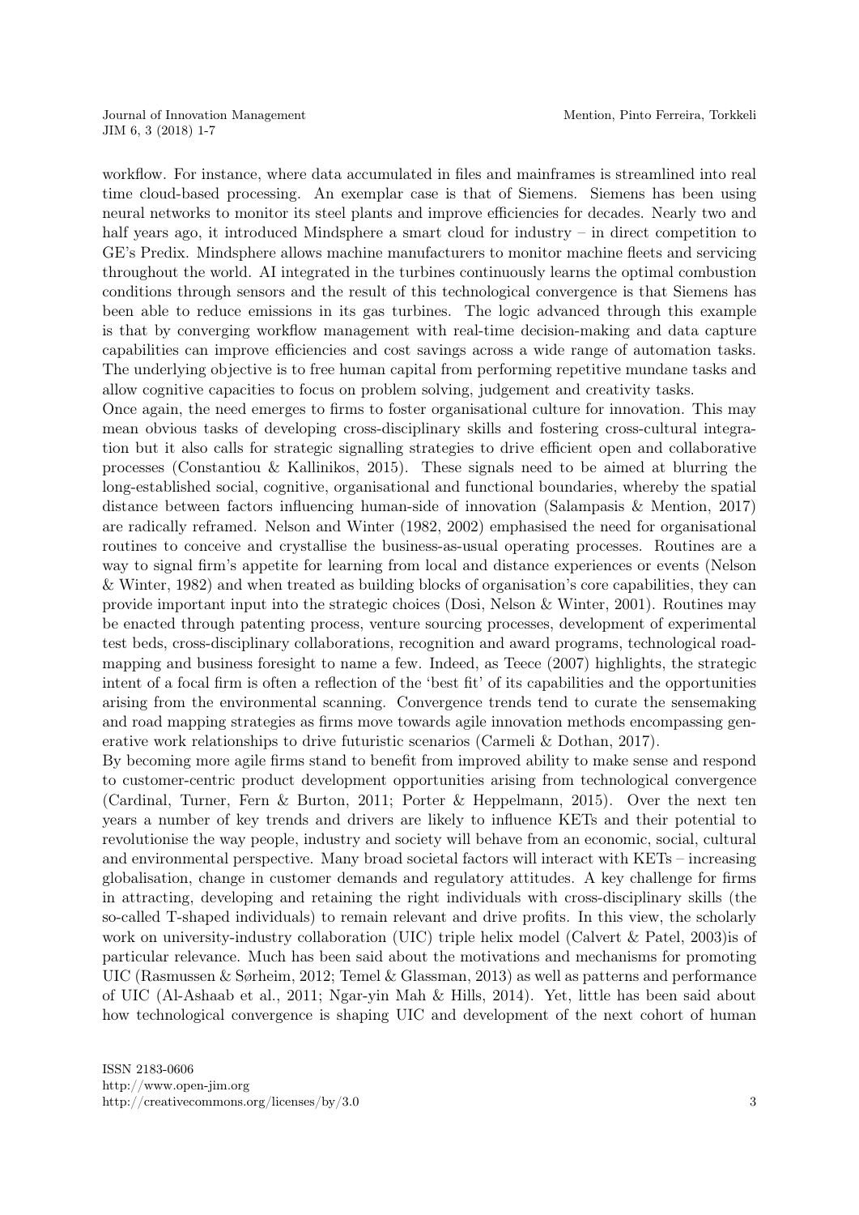workflow. For instance, where data accumulated in files and mainframes is streamlined into real time cloud-based processing. An exemplar case is that of Siemens. Siemens has been using neural networks to monitor its steel plants and improve efficiencies for decades. Nearly two and half years ago, it introduced Mindsphere a smart cloud for industry – in direct competition to GE's Predix. Mindsphere allows machine manufacturers to monitor machine fleets and servicing throughout the world. AI integrated in the turbines continuously learns the optimal combustion conditions through sensors and the result of this technological convergence is that Siemens has been able to reduce emissions in its gas turbines. The logic advanced through this example is that by converging workflow management with real-time decision-making and data capture capabilities can improve efficiencies and cost savings across a wide range of automation tasks. The underlying objective is to free human capital from performing repetitive mundane tasks and allow cognitive capacities to focus on problem solving, judgement and creativity tasks.

Once again, the need emerges to firms to foster organisational culture for innovation. This may mean obvious tasks of developing cross-disciplinary skills and fostering cross-cultural integration but it also calls for strategic signalling strategies to drive efficient open and collaborative processes (Constantiou & Kallinikos, 2015). These signals need to be aimed at blurring the long-established social, cognitive, organisational and functional boundaries, whereby the spatial distance between factors influencing human-side of innovation (Salampasis & Mention, 2017) are radically reframed. Nelson and Winter (1982, 2002) emphasised the need for organisational routines to conceive and crystallise the business-as-usual operating processes. Routines are a way to signal firm's appetite for learning from local and distance experiences or events (Nelson & Winter, 1982) and when treated as building blocks of organisation's core capabilities, they can provide important input into the strategic choices (Dosi, Nelson & Winter, 2001). Routines may be enacted through patenting process, venture sourcing processes, development of experimental test beds, cross-disciplinary collaborations, recognition and award programs, technological roadmapping and business foresight to name a few. Indeed, as Teece (2007) highlights, the strategic intent of a focal firm is often a reflection of the 'best fit' of its capabilities and the opportunities arising from the environmental scanning. Convergence trends tend to curate the sensemaking and road mapping strategies as firms move towards agile innovation methods encompassing generative work relationships to drive futuristic scenarios (Carmeli & Dothan, 2017).

By becoming more agile firms stand to benefit from improved ability to make sense and respond to customer-centric product development opportunities arising from technological convergence (Cardinal, Turner, Fern & Burton, 2011; Porter & Heppelmann, 2015). Over the next ten years a number of key trends and drivers are likely to influence KETs and their potential to revolutionise the way people, industry and society will behave from an economic, social, cultural and environmental perspective. Many broad societal factors will interact with KETs – increasing globalisation, change in customer demands and regulatory attitudes. A key challenge for firms in attracting, developing and retaining the right individuals with cross-disciplinary skills (the so-called T-shaped individuals) to remain relevant and drive profits. In this view, the scholarly work on university-industry collaboration (UIC) triple helix model (Calvert & Patel, 2003)is of particular relevance. Much has been said about the motivations and mechanisms for promoting UIC (Rasmussen & Sørheim, 2012; Temel & Glassman, 2013) as well as patterns and performance of UIC (Al-Ashaab et al., 2011; Ngar-yin Mah & Hills, 2014). Yet, little has been said about how technological convergence is shaping UIC and development of the next cohort of human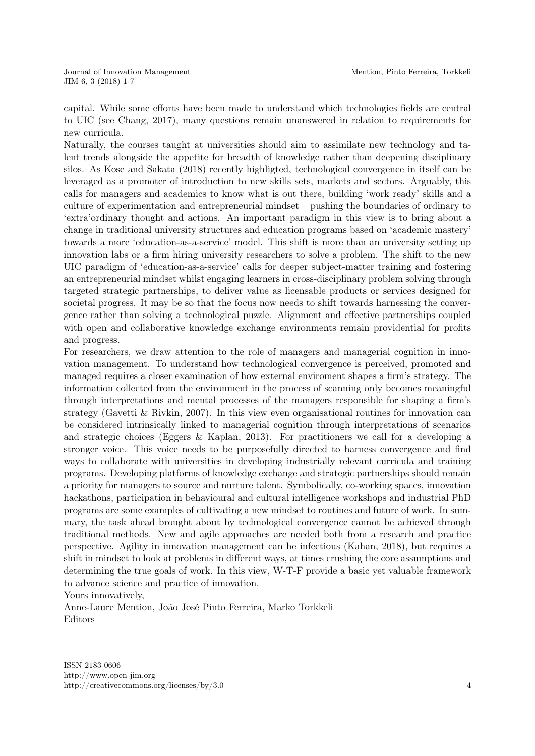capital. While some efforts have been made to understand which technologies fields are central to UIC (see Chang, 2017), many questions remain unanswered in relation to requirements for new curricula.

Naturally, the courses taught at universities should aim to assimilate new technology and talent trends alongside the appetite for breadth of knowledge rather than deepening disciplinary silos. As Kose and Sakata (2018) recently highligted, technological convergence in itself can be leveraged as a promoter of introduction to new skills sets, markets and sectors. Arguably, this calls for managers and academics to know what is out there, building 'work ready' skills and a culture of experimentation and entrepreneurial mindset – pushing the boundaries of ordinary to 'extra'ordinary thought and actions. An important paradigm in this view is to bring about a change in traditional university structures and education programs based on 'academic mastery' towards a more 'education-as-a-service' model. This shift is more than an university setting up innovation labs or a firm hiring university researchers to solve a problem. The shift to the new UIC paradigm of 'education-as-a-service' calls for deeper subject-matter training and fostering an entrepreneurial mindset whilst engaging learners in cross-disciplinary problem solving through targeted strategic partnerships, to deliver value as licensable products or services designed for societal progress. It may be so that the focus now needs to shift towards harnessing the convergence rather than solving a technological puzzle. Alignment and effective partnerships coupled with open and collaborative knowledge exchange environments remain providential for profits and progress.

For researchers, we draw attention to the role of managers and managerial cognition in innovation management. To understand how technological convergence is perceived, promoted and managed requires a closer examination of how external enviroment shapes a firm's strategy. The information collected from the environment in the process of scanning only becomes meaningful through interpretations and mental processes of the managers responsible for shaping a firm's strategy (Gavetti & Rivkin, 2007). In this view even organisational routines for innovation can be considered intrinsically linked to managerial cognition through interpretations of scenarios and strategic choices (Eggers & Kaplan, 2013). For practitioners we call for a developing a stronger voice. This voice needs to be purposefully directed to harness convergence and find ways to collaborate with universities in developing industrially relevant curricula and training programs. Developing platforms of knowledge exchange and strategic partnerships should remain a priority for managers to source and nurture talent. Symbolically, co-working spaces, innovation hackathons, participation in behavioural and cultural intelligence workshops and industrial PhD programs are some examples of cultivating a new mindset to routines and future of work. In summary, the task ahead brought about by technological convergence cannot be achieved through traditional methods. New and agile approaches are needed both from a research and practice perspective. Agility in innovation management can be infectious (Kahan, 2018), but requires a shift in mindset to look at problems in different ways, at times crushing the core assumptions and determining the true goals of work. In this view, W-T-F provide a basic yet valuable framework to advance science and practice of innovation.

Yours innovatively,

Anne-Laure Mention, João José Pinto Ferreira, Marko Torkkeli
Editors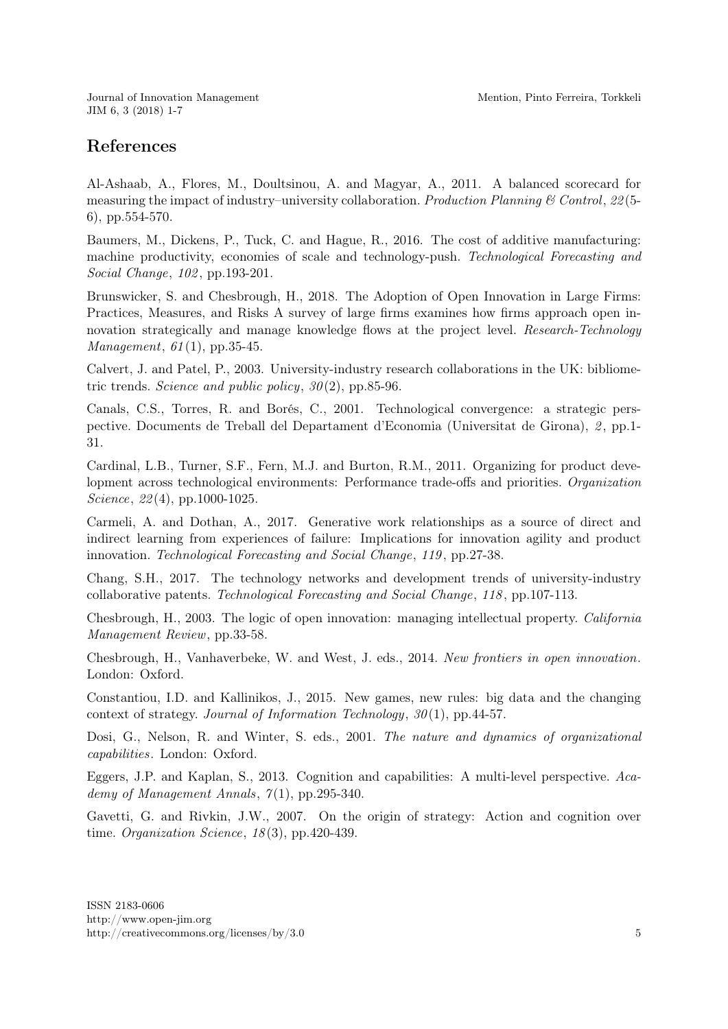## References

Al-Ashaab, A., Flores, M., Doultsinou, A. and Magyar, A., 2011. A balanced scorecard for measuring the impact of industry–university collaboration. *Production Planning & Control*, *22*(5-6), pp.554-570.

Baumers, M., Dickens, P., Tuck, C. and Hague, R., 2016. The cost of additive manufacturing: machine productivity, economies of scale and technology-push. *Technological Forecasting and Social Change*, *102*, pp.193-201.

Brunswicker, S. and Chesbrough, H., 2018. The Adoption of Open Innovation in Large Firms: Practices, Measures, and Risks A survey of large firms examines how firms approach open innovation strategically and manage knowledge flows at the project level. *Research-Technology Management*, *61*(1), pp.35-45.

Calvert, J. and Patel, P., 2003. University-industry research collaborations in the UK: bibliometric trends. *Science and public policy*, *30*(2), pp.85-96.

Canals, C.S., Torres, R. and Borés, C., 2001. Technological convergence: a strategic perspective. Documents de Treball del Departament d'Economia (Universitat de Girona), *2*, pp.1-31.

Cardinal, L.B., Turner, S.F., Fern, M.J. and Burton, R.M., 2011. Organizing for product development across technological environments: Performance trade-offs and priorities. *Organization Science*, *22*(4), pp.1000-1025.

Carmeli, A. and Dothan, A., 2017. Generative work relationships as a source of direct and indirect learning from experiences of failure: Implications for innovation agility and product innovation. *Technological Forecasting and Social Change*, *119*, pp.27-38.

Chang, S.H., 2017. The technology networks and development trends of university-industry collaborative patents. *Technological Forecasting and Social Change*, *118*, pp.107-113.

Chesbrough, H., 2003. The logic of open innovation: managing intellectual property. *California Management Review*, pp.33-58.

Chesbrough, H., Vanhaverbeke, W. and West, J. eds., 2014. *New frontiers in open innovation*. London: Oxford.

Constantiou, I.D. and Kallinikos, J., 2015. New games, new rules: big data and the changing context of strategy. *Journal of Information Technology*, *30*(1), pp.44-57.

Dosi, G., Nelson, R. and Winter, S. eds., 2001. *The nature and dynamics of organizational capabilities*. London: Oxford.

Eggers, J.P. and Kaplan, S., 2013. Cognition and capabilities: A multi-level perspective. *Academy of Management Annals*, *7*(1), pp.295-340.

Gavetti, G. and Rivkin, J.W., 2007. On the origin of strategy: Action and cognition over time. *Organization Science*, *18*(3), pp.420-439.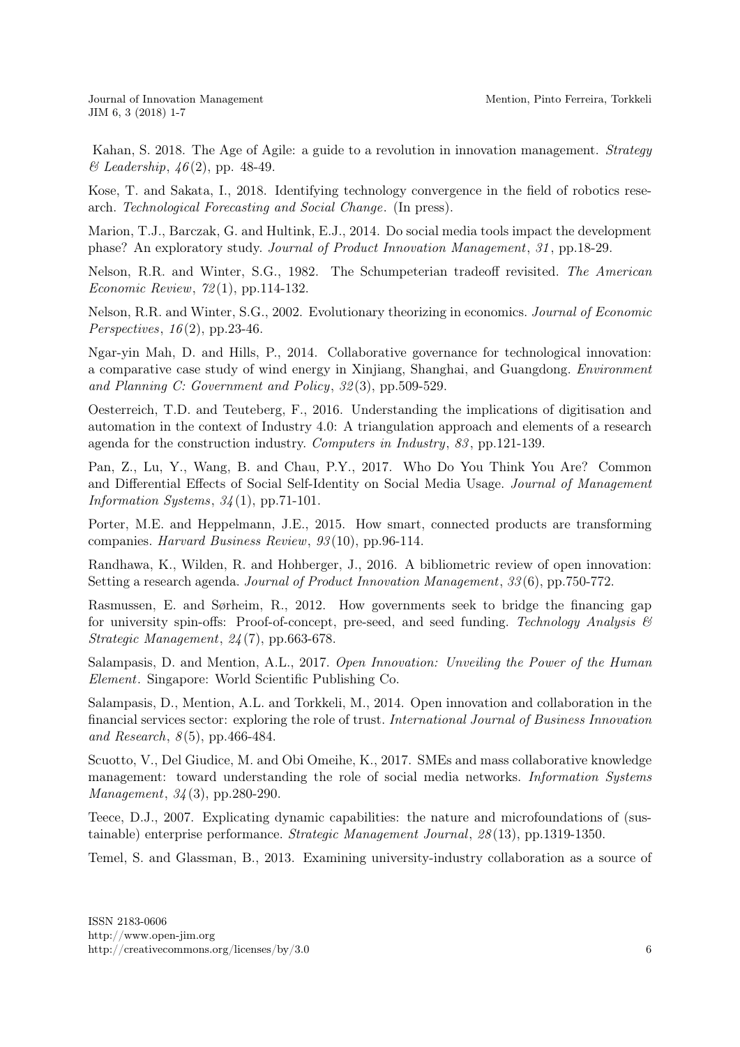Kahan, S. 2018. The Age of Agile: a guide to a revolution in innovation management. *Strategy & Leadership*, *46*(2), pp. 48-49.

Kose, T. and Sakata, I., 2018. Identifying technology convergence in the field of robotics research. *Technological Forecasting and Social Change*. (In press).

Marion, T.J., Barczak, G. and Hultink, E.J., 2014. Do social media tools impact the development phase? An exploratory study. *Journal of Product Innovation Management*, *31*, pp.18-29.

Nelson, R.R. and Winter, S.G., 1982. The Schumpeterian tradeoff revisited. *The American Economic Review*, *72*(1), pp.114-132.

Nelson, R.R. and Winter, S.G., 2002. Evolutionary theorizing in economics. *Journal of Economic Perspectives*, *16*(2), pp.23-46.

Ngar-yin Mah, D. and Hills, P., 2014. Collaborative governance for technological innovation: a comparative case study of wind energy in Xinjiang, Shanghai, and Guangdong. *Environment and Planning C: Government and Policy*, *32*(3), pp.509-529.

Oesterreich, T.D. and Teuteberg, F., 2016. Understanding the implications of digitisation and automation in the context of Industry 4.0: A triangulation approach and elements of a research agenda for the construction industry. *Computers in Industry*, *83*, pp.121-139.

Pan, Z., Lu, Y., Wang, B. and Chau, P.Y., 2017. Who Do You Think You Are? Common and Differential Effects of Social Self-Identity on Social Media Usage. *Journal of Management Information Systems*, *34*(1), pp.71-101.

Porter, M.E. and Heppelmann, J.E., 2015. How smart, connected products are transforming companies. *Harvard Business Review*, *93*(10), pp.96-114.

Randhawa, K., Wilden, R. and Hohberger, J., 2016. A bibliometric review of open innovation: Setting a research agenda. *Journal of Product Innovation Management*, *33*(6), pp.750-772.

Rasmussen, E. and Sørheim, R., 2012. How governments seek to bridge the financing gap for university spin-offs: Proof-of-concept, pre-seed, and seed funding. *Technology Analysis & Strategic Management*, *24*(7), pp.663-678.

Salampasis, D. and Mention, A.L., 2017. *Open Innovation: Unveiling the Power of the Human Element*. Singapore: World Scientific Publishing Co.

Salampasis, D., Mention, A.L. and Torkkeli, M., 2014. Open innovation and collaboration in the financial services sector: exploring the role of trust. *International Journal of Business Innovation and Research*, *8*(5), pp.466-484.

Scuotto, V., Del Giudice, M. and Obi Omeihe, K., 2017. SMEs and mass collaborative knowledge management: toward understanding the role of social media networks. *Information Systems Management*, *34*(3), pp.280-290.

Teece, D.J., 2007. Explicating dynamic capabilities: the nature and microfoundations of (sustainable) enterprise performance. *Strategic Management Journal*, *28*(13), pp.1319-1350.

Temel, S. and Glassman, B., 2013. Examining university-industry collaboration as a source of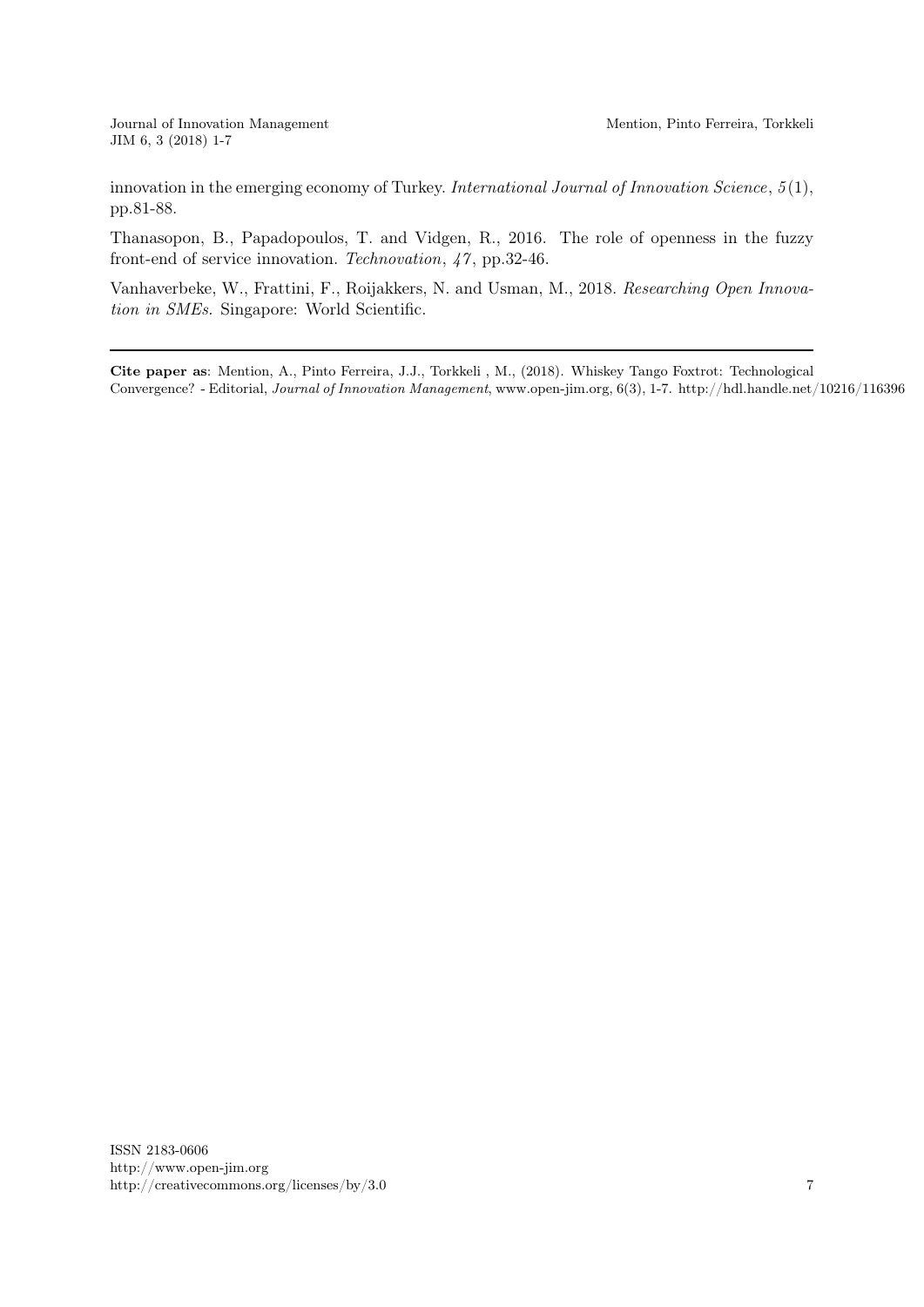innovation in the emerging economy of Turkey. *International Journal of Innovation Science*, *5*(1), pp.81-88.

Thanasopon, B., Papadopoulos, T. and Vidgen, R., 2016. The role of openness in the fuzzy front-end of service innovation. *Technovation*, *47*, pp.32-46.

Vanhaverbeke, W., Frattini, F., Roijakkers, N. and Usman, M., 2018. *Researching Open Innovation in SMEs.* Singapore: World Scientific.

---

**Cite paper as**: Mention, A., Pinto Ferreira, J.J., Torkkeli , M., (2018). Whiskey Tango Foxtrot: Technological Convergence? - Editorial, *Journal of Innovation Management*, www.open-jim.org, 6(3), 1-7. http://hdl.handle.net/10216/116396